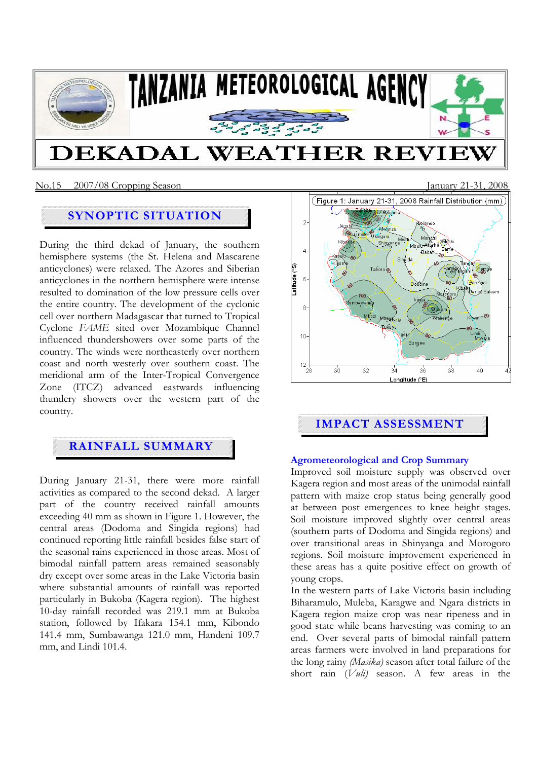# TANZANIA METEOROLOGICAL AGENCY

# DEKADAL WEATHER REVIEW

No.15 2007/08 Cropping Season January 21-31, 2008

## SYNOPTIC SITUATION

During the third dekad of January, the southern hemisphere systems (the St. Helena and Mascarene anticyclones) were relaxed. The Azores and Siberian anticyclones in the northern hemisphere were intense resulted to domination of the low pressure cells over the entire country. The development of the cyclonic cell over northern Madagascar that turned to Tropical Cyclone *FAME* sited over Mozambique Channel influenced thundershowers over some parts of the country. The winds were northeasterly over northern coast and north westerly over southern coast. The meridional arm of the Inter-Tropical Convergence Zone (ITCZ) advanced eastwards influencing thundery showers over the western part of the country.

## RAINFALL SUMMARY

During January 21-31, there were more rainfall activities as compared to the second dekad. A larger part of the country received rainfall amounts exceeding 40 mm as shown in Figure 1. However, the central areas (Dodoma and Singida regions) had continued reporting little rainfall besides false start of the seasonal rains experienced in those areas. Most of bimodal rainfall pattern areas remained seasonably dry except over some areas in the Lake Victoria basin where substantial amounts of rainfall was reported particularly in Bukoba (Kagera region). The highest 10-day rainfall recorded was 219.1 mm at Bukoba station, followed by Ifakara 154.1 mm, Kibondo 141.4 mm, Sumbawanga 121.0 mm, Handeni 109.7 mm, and Lindi 101.4.

Figure 1: January 21-31, 2008 Rainfall Distribution (mm)

## IMPACT ASSESSMENT

### Agrometeorological and Crop Summary

Improved soil moisture supply was observed over Kagera region and most areas of the unimodal rainfall pattern with maize crop status being generally good at between post emergences to knee height stages. Soil moisture improved slightly over central areas (southern parts of Dodoma and Singida regions) and over transitional areas in Shinyanga and Morogoro regions. Soil moisture improvement experienced in these areas has a quite positive effect on growth of young crops.

In the western parts of Lake Victoria basin including Biharamulo, Muleba, Karagwe and Ngara districts in Kagera region maize crop was near ripeness and in good state while beans harvesting was coming to an end. Over several parts of bimodal rainfall pattern areas farmers were involved in land preparations for the long rainy *(Masika)* season after total failure of the short rain (*Vuli*) season. A few areas in the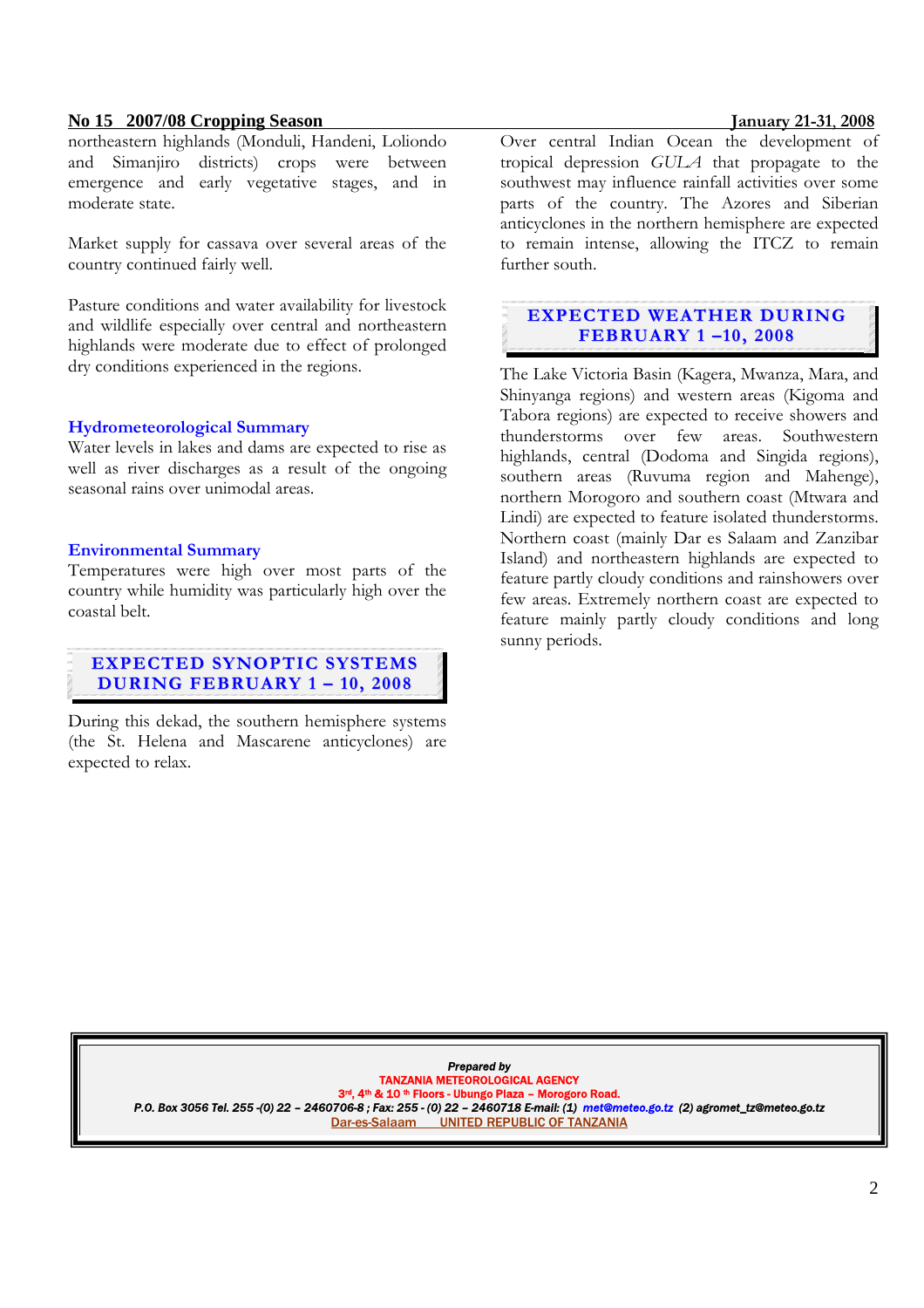northeastern highlands (Monduli, Handeni, Loliondo and Simanjiro districts) crops were between emergence and early vegetative stages, and in moderate state.

Market supply for cassava over several areas of the country continued fairly well.

Pasture conditions and water availability for livestock and wildlife especially over central and northeastern highlands were moderate due to effect of prolonged dry conditions experienced in the regions.

## Hydrometeorological Summary

Water levels in lakes and dams are expected to rise as well as river discharges as a result of the ongoing seasonal rains over unimodal areas.

## Environmental Summary

Temperatures were high over most parts of the country while humidity was particularly high over the coastal belt.

## EXPECTED SYNOPTIC SYSTEMS DURING FEBRUARY 1 – 10, 2008

During this dekad, the southern hemisphere systems (the St. Helena and Mascarene anticyclones) are expected to relax. Over central Indian Ocean the development of tropical depression *GULA* that propagate to the southwest may influence rainfall activities over some parts of the country. The Azores and Siberian anticyclones in the northern hemisphere are expected to remain intense, allowing the ITCZ to remain further south.

## EXPECTED WEATHER DURING FEBRUARY 1 –10, 2008

The Lake Victoria Basin (Kagera, Mwanza, Mara, and Shinyanga regions) and western areas (Kigoma and Tabora regions) are expected to receive showers and thunderstorms over few areas. Southwestern highlands, central (Dodoma and Singida regions), southern areas (Ruvuma region and Mahenge), northern Morogoro and southern coast (Mtwara and Lindi) are expected to feature isolated thunderstorms. Northern coast (mainly Dar es Salaam and Zanzibar Island) and northeastern highlands are expected to feature partly cloudy conditions and rainshowers over few areas. Extremely northern coast are expected to feature mainly partly cloudy conditions and long sunny periods.

*Prepared by*
**TANZANIA METEOROLOGICAL AGENCY**
3rd, 4th & 10th Floors - Ubungo Plaza – Morogoro Road.
*P.O. Box 3056 Tel. 255 -(0) 22 – 2460706-8 ; Fax: 255 - (0) 22 – 2460718 E-mail: (1) met@meteo.go.tz (2) agromet_tz@meteo.go.tz*
Dar-es-Salaam UNITED REPUBLIC OF TANZANIA